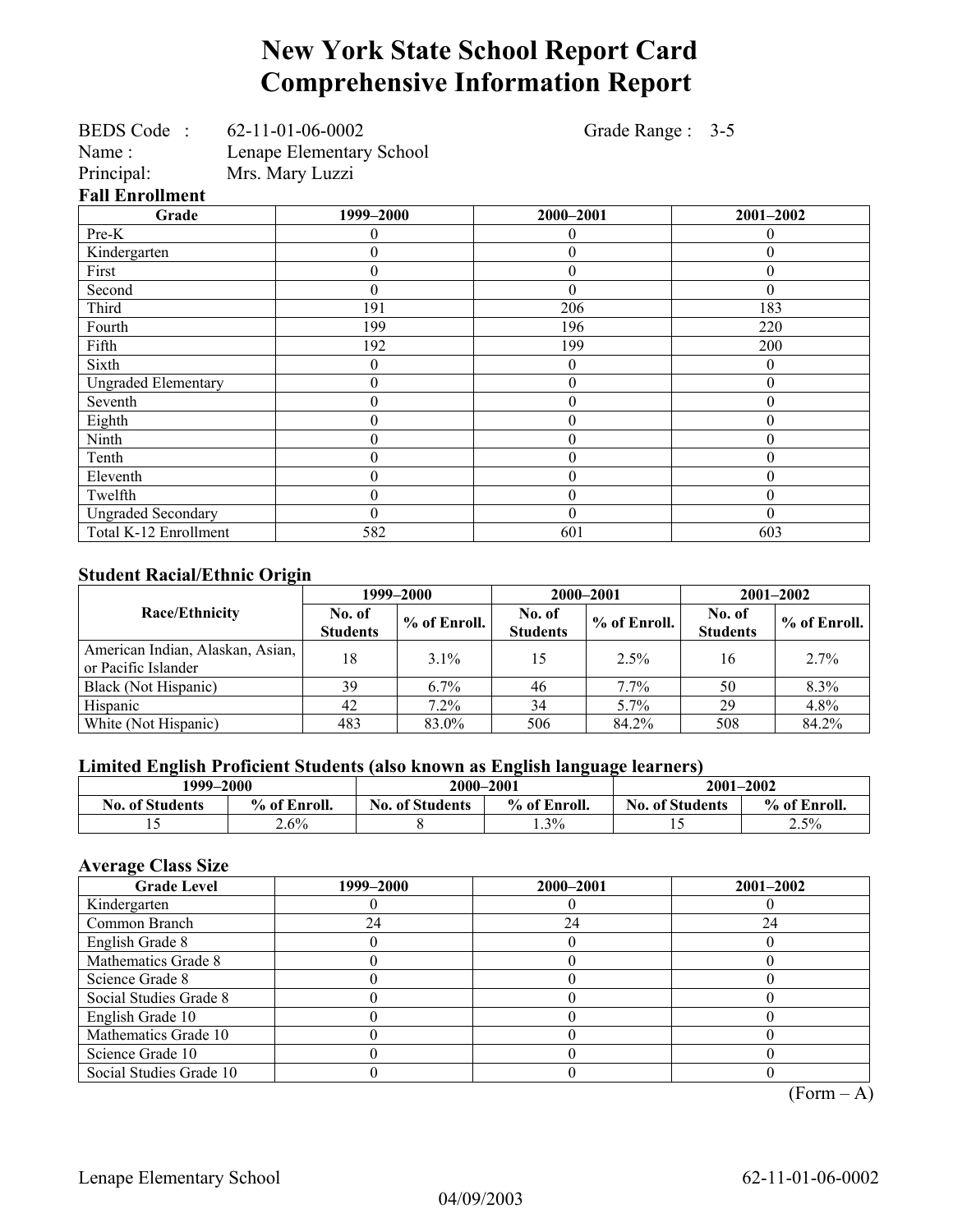# New York State School Report Card
# Comprehensive Information Report

BEDS Code : 62-11-01-06-0002 Grade Range : 3-5
Name : Lenape Elementary School
Principal: Mrs. Mary Luzzi

### Fall Enrollment

| Grade | 1999–2000 | 2000–2001 | 2001–2002 |
|---|---|---|---|
| Pre-K | 0 | 0 | 0 |
| Kindergarten | 0 | 0 | 0 |
| First | 0 | 0 | 0 |
| Second | 0 | 0 | 0 |
| Third | 191 | 206 | 183 |
| Fourth | 199 | 196 | 220 |
| Fifth | 192 | 199 | 200 |
| Sixth | 0 | 0 | 0 |
| Ungraded Elementary | 0 | 0 | 0 |
| Seventh | 0 | 0 | 0 |
| Eighth | 0 | 0 | 0 |
| Ninth | 0 | 0 | 0 |
| Tenth | 0 | 0 | 0 |
| Eleventh | 0 | 0 | 0 |
| Twelfth | 0 | 0 | 0 |
| Ungraded Secondary | 0 | 0 | 0 |
| Total K-12 Enrollment | 582 | 601 | 603 |

### Student Racial/Ethnic Origin

| Race/Ethnicity | 1999–2000 | | 2000–2001 | | 2001–2002 | |
|---|---|---|---|---|---|---|
| | No. of Students | % of Enroll. | No. of Students | % of Enroll. | No. of Students | % of Enroll. |
| American Indian, Alaskan, Asian, or Pacific Islander | 18 | 3.1% | 15 | 2.5% | 16 | 2.7% |
| Black (Not Hispanic) | 39 | 6.7% | 46 | 7.7% | 50 | 8.3% |
| Hispanic | 42 | 7.2% | 34 | 5.7% | 29 | 4.8% |
| White (Not Hispanic) | 483 | 83.0% | 506 | 84.2% | 508 | 84.2% |

### Limited English Proficient Students (also known as English language learners)

| 1999–2000 | | 2000–2001 | | 2001–2002 | |
|---|---|---|---|---|---|
| No. of Students | % of Enroll. | No. of Students | % of Enroll. | No. of Students | % of Enroll. |
| 15 | 2.6% | 8 | 1.3% | 15 | 2.5% |

### Average Class Size

| Grade Level | 1999–2000 | 2000–2001 | 2001–2002 |
|---|---|---|---|
| Kindergarten | 0 | 0 | 0 |
| Common Branch | 24 | 24 | 24 |
| English Grade 8 | 0 | 0 | 0 |
| Mathematics Grade 8 | 0 | 0 | 0 |
| Science Grade 8 | 0 | 0 | 0 |
| Social Studies Grade 8 | 0 | 0 | 0 |
| English Grade 10 | 0 | 0 | 0 |
| Mathematics Grade 10 | 0 | 0 | 0 |
| Science Grade 10 | 0 | 0 | 0 |
| Social Studies Grade 10 | 0 | 0 | 0 |

(Form – A)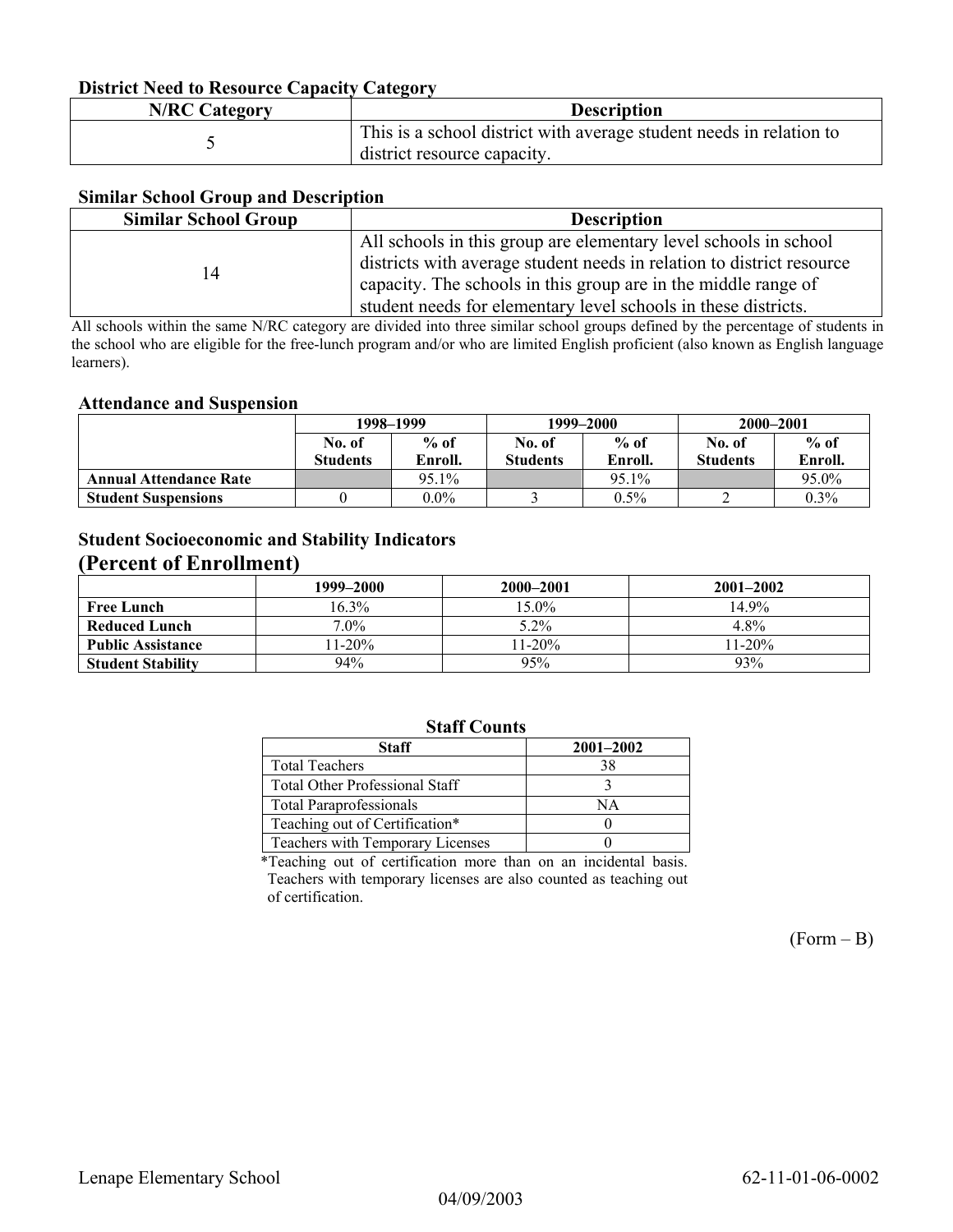### District Need to Resource Capacity Category

| N/RC Category | Description |
|---|---|
| 5 | This is a school district with average student needs in relation to district resource capacity. |

### Similar School Group and Description

| Similar School Group | Description |
|---|---|
| 14 | All schools in this group are elementary level schools in school districts with average student needs in relation to district resource capacity. The schools in this group are in the middle range of student needs for elementary level schools in these districts. |

All schools within the same N/RC category are divided into three similar school groups defined by the percentage of students in the school who are eligible for the free-lunch program and/or who are limited English proficient (also known as English language learners).

### Attendance and Suspension

| | 1998–1999 | | 1999–2000 | | 2000–2001 | |
|---|---|---|---|---|---|---|
| | No. of Students | % of Enroll. | No. of Students | % of Enroll. | No. of Students | % of Enroll. |
| **Annual Attendance Rate** | | 95.1% | | 95.1% | | 95.0% |
| **Student Suspensions** | 0 | 0.0% | 3 | 0.5% | 2 | 0.3% |

### Student Socioeconomic and Stability Indicators
### (Percent of Enrollment)

| | 1999–2000 | 2000–2001 | 2001–2002 |
|---|---|---|---|
| **Free Lunch** | 16.3% | 15.0% | 14.9% |
| **Reduced Lunch** | 7.0% | 5.2% | 4.8% |
| **Public Assistance** | 11-20% | 11-20% | 11-20% |
| **Student Stability** | 94% | 95% | 93% |

### Staff Counts

| Staff | 2001–2002 |
|---|---|
| Total Teachers | 38 |
| Total Other Professional Staff | 3 |
| Total Paraprofessionals | NA |
| Teaching out of Certification* | 0 |
| Teachers with Temporary Licenses | 0 |

*Teaching out of certification more than on an incidental basis. Teachers with temporary licenses are also counted as teaching out of certification.

(Form – B)

Lenape Elementary School 62-11-01-06-0002

04/09/2003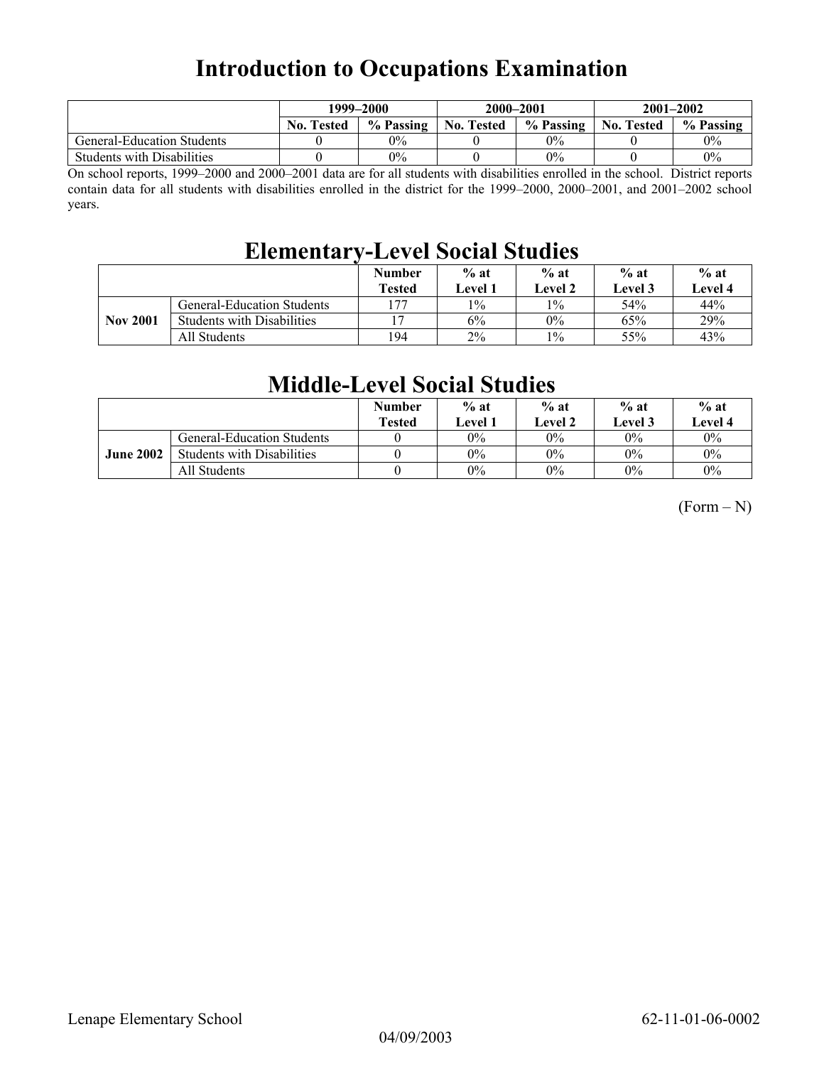# Introduction to Occupations Examination

| | 1999–2000 | | 2000–2001 | | 2001–2002 | |
|---|---|---|---|---|---|---|
| | No. Tested | % Passing | No. Tested | % Passing | No. Tested | % Passing |
| General-Education Students | 0 | 0% | 0 | 0% | 0 | 0% |
| Students with Disabilities | 0 | 0% | 0 | 0% | 0 | 0% |

On school reports, 1999–2000 and 2000–2001 data are for all students with disabilities enrolled in the school. District reports contain data for all students with disabilities enrolled in the district for the 1999–2000, 2000–2001, and 2001–2002 school years.

# Elementary-Level Social Studies

| | | Number Tested | % at Level 1 | % at Level 2 | % at Level 3 | % at Level 4 |
|---|---|---|---|---|---|---|
| Nov 2001 | General-Education Students | 177 | 1% | 1% | 54% | 44% |
| | Students with Disabilities | 17 | 6% | 0% | 65% | 29% |
| | All Students | 194 | 2% | 1% | 55% | 43% |

# Middle-Level Social Studies

| | | Number Tested | % at Level 1 | % at Level 2 | % at Level 3 | % at Level 4 |
|---|---|---|---|---|---|---|
| June 2002 | General-Education Students | 0 | 0% | 0% | 0% | 0% |
| | Students with Disabilities | 0 | 0% | 0% | 0% | 0% |
| | All Students | 0 | 0% | 0% | 0% | 0% |

(Form – N)